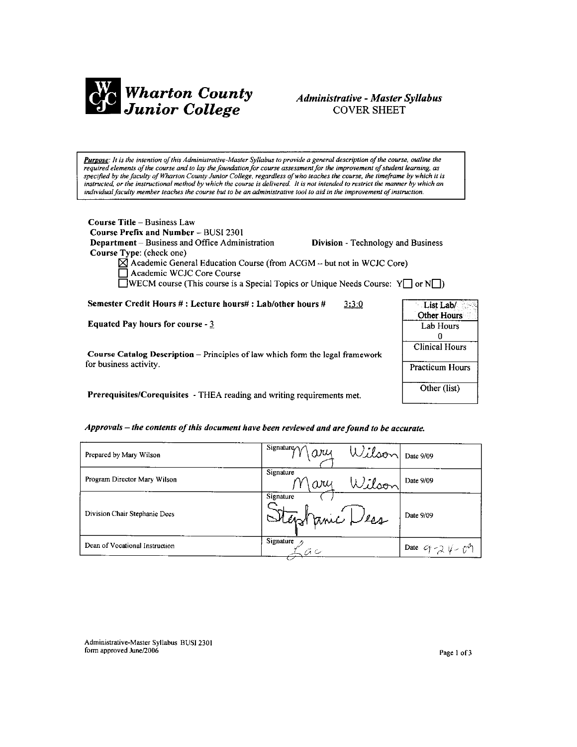# Wharton County Junior College

## *Administrative - Master Syllabus*
## COVER SHEET

***Purpose**: It is the intention of this Administrative-Master Syllabus to provide a general description of the course, outline the required elements of the course and to lay the foundation for course assessment for the improvement of student learning, as specified by the faculty of Wharton County Junior College, regardless of who teaches the course, the timeframe by which it is instructed, or the instructional method by which the course is delivered. It is not intended to restrict the manner by which an individual faculty member teaches the course but to be an administrative tool to aid in the improvement of instruction.*

**Course Title** – Business Law
**Course Prefix and Number** – BUSI 2301
**Department** – Business and Office Administration **Division** - Technology and Business
**Course Type**: (check one)

- ☒ Academic General Education Course (from ACGM -- but not in WCJC Core)
- ☐ Academic WCJC Core Course
- ☐ WECM course (This course is a Special Topics or Unique Needs Course: Y☐ or N☐)

**Semester Credit Hours # : Lecture hours# : Lab/other hours #** 3:3:0

**Equated Pay hours for course** - 3

**Course Catalog Description** – Principles of law which form the legal framework for business activity.

**Prerequisites/Corequisites** - THEA reading and writing requirements met.

| List Lab/ Other Hours |
|---|
| Lab Hours 0 |
| Clinical Hours |
| Practicum Hours |
| Other (list) |

***Approvals – the contents of this document have been reviewed and are found to be accurate.***

| | | |
|---|---|---|
| Prepared by Mary Wilson | Signature Mary Wilson | Date 9/09 |
| Program Director Mary Wilson | Signature Mary Wilson | Date 9/09 |
| Division Chair Stephanie Dees | Signature Stephanie Dees | Date 9/09 |
| Dean of Vocational Instruction | Signature Lac | Date 9-24-09 |

Administrative-Master Syllabus BUSI 2301
form approved June/2006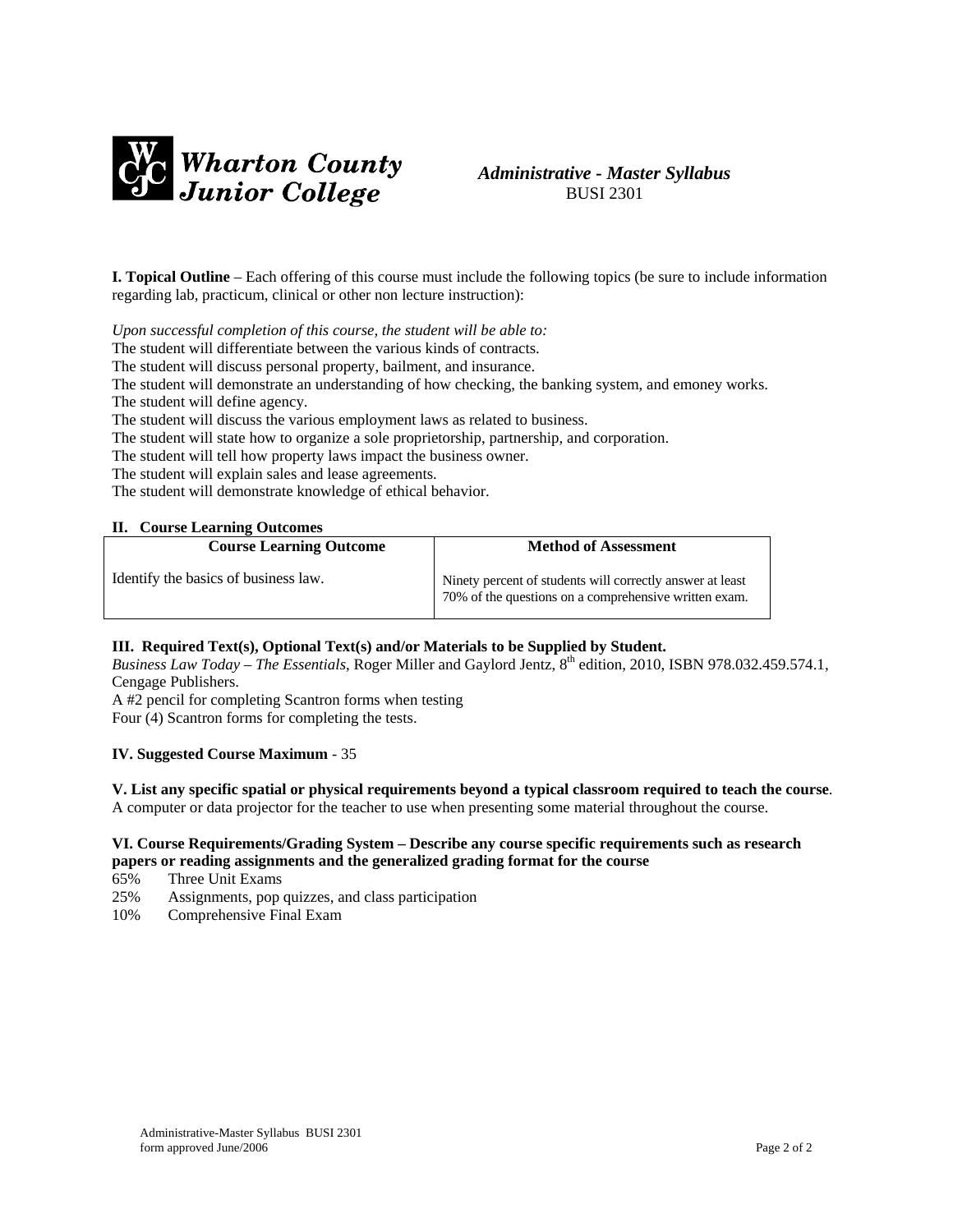**Wharton County Junior College**

*Administrative - Master Syllabus*
BUSI 2301

**I. Topical Outline** – Each offering of this course must include the following topics (be sure to include information regarding lab, practicum, clinical or other non lecture instruction):

*Upon successful completion of this course, the student will be able to:*
The student will differentiate between the various kinds of contracts.
The student will discuss personal property, bailment, and insurance.
The student will demonstrate an understanding of how checking, the banking system, and emoney works.
The student will define agency.
The student will discuss the various employment laws as related to business.
The student will state how to organize a sole proprietorship, partnership, and corporation.
The student will tell how property laws impact the business owner.
The student will explain sales and lease agreements.
The student will demonstrate knowledge of ethical behavior.

**II. Course Learning Outcomes**

| Course Learning Outcome | Method of Assessment |
|---|---|
| Identify the basics of business law. | Ninety percent of students will correctly answer at least 70% of the questions on a comprehensive written exam. |

**III. Required Text(s), Optional Text(s) and/or Materials to be Supplied by Student.**
*Business Law Today – The Essentials*, Roger Miller and Gaylord Jentz, 8th edition, 2010, ISBN 978.032.459.574.1, Cengage Publishers.
A #2 pencil for completing Scantron forms when testing
Four (4) Scantron forms for completing the tests.

**IV. Suggested Course Maximum** - 35

**V. List any specific spatial or physical requirements beyond a typical classroom required to teach the course**.
A computer or data projector for the teacher to use when presenting some material throughout the course.

**VI. Course Requirements/Grading System – Describe any course specific requirements such as research papers or reading assignments and the generalized grading format for the course**

65% Three Unit Exams
25% Assignments, pop quizzes, and class participation
10% Comprehensive Final Exam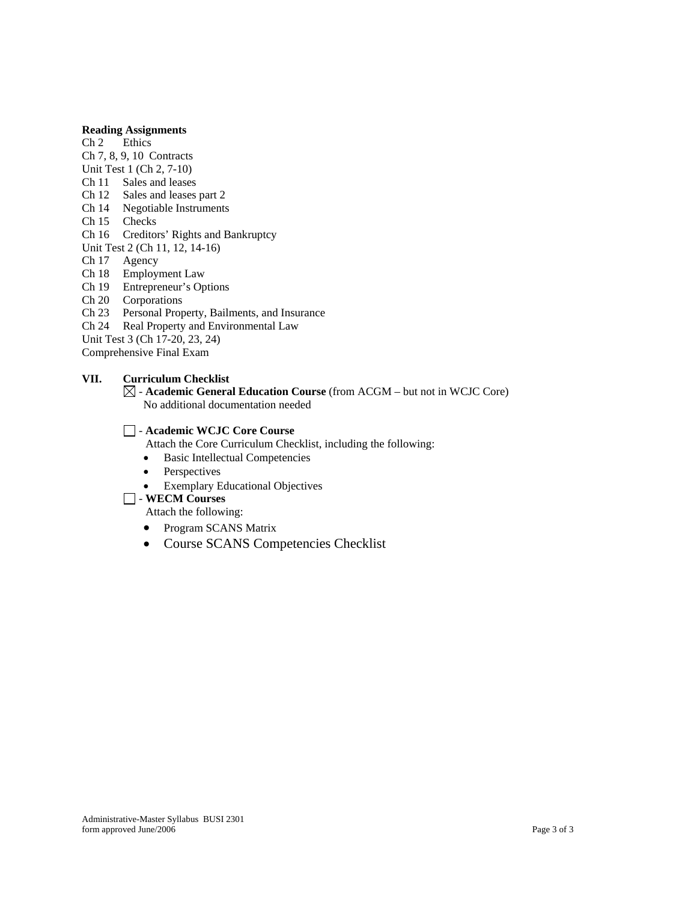**Reading Assignments**

Ch 2 Ethics
Ch 7, 8, 9, 10 Contracts
Unit Test 1 (Ch 2, 7-10)
Ch 11 Sales and leases
Ch 12 Sales and leases part 2
Ch 14 Negotiable Instruments
Ch 15 Checks
Ch 16 Creditors' Rights and Bankruptcy
Unit Test 2 (Ch 11, 12, 14-16)
Ch 17 Agency
Ch 18 Employment Law
Ch 19 Entrepreneur's Options
Ch 20 Corporations
Ch 23 Personal Property, Bailments, and Insurance
Ch 24 Real Property and Environmental Law
Unit Test 3 (Ch 17-20, 23, 24)
Comprehensive Final Exam

## VII. Curriculum Checklist

☒ - **Academic General Education Course** (from ACGM – but not in WCJC Core)
No additional documentation needed

☐ - **Academic WCJC Core Course**
Attach the Core Curriculum Checklist, including the following:

- Basic Intellectual Competencies
- Perspectives
- Exemplary Educational Objectives

☐ - **WECM Courses**
Attach the following:

- Program SCANS Matrix
- Course SCANS Competencies Checklist